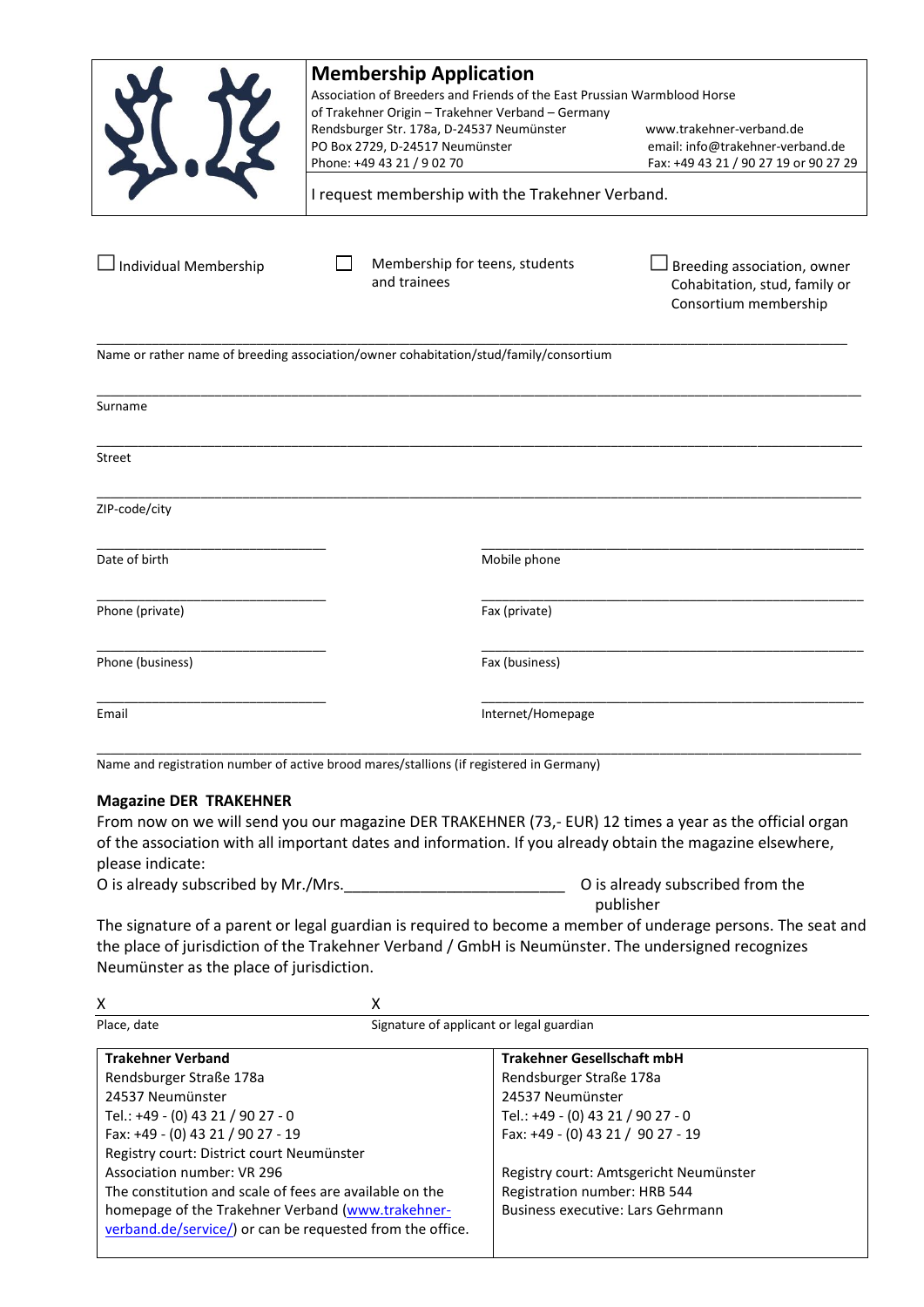# Membership Application

Association of Breeders and Friends of the East Prussian Warmblood Horse
of Trakehner Origin – Trakehner Verband – Germany
Rendsburger Str. 178a, D-24537 Neumünster
PO Box 2729, D-24517 Neumünster
Phone: +49 43 21 / 9 02 70

www.trakehner-verband.de
email: info@trakehner-verband.de
Fax: +49 43 21 / 90 27 19 or 90 27 29

I request membership with the Trakehner Verband.

☐ Individual Membership

☐ Membership for teens, students and trainees

☐ Breeding association, owner Cohabitation, stud, family or Consortium membership

___________________________________________
Name or rather name of breeding association/owner cohabitation/stud/family/consortium

___________________________________________
Surname

___________________________________________
Street

___________________________________________
ZIP-code/city

___________________ Date of birth

___________________ Mobile phone

___________________ Phone (private)

___________________ Fax (private)

___________________ Phone (business)

___________________ Fax (business)

___________________ Email

___________________ Internet/Homepage

___________________________________________
Name and registration number of active brood mares/stallions (if registered in Germany)

**Magazine DER TRAKEHNER**

From now on we will send you our magazine DER TRAKEHNER (73,- EUR) 12 times a year as the official organ of the association with all important dates and information. If you already obtain the magazine elsewhere, please indicate:

O is already subscribed by Mr./Mrs.__________________________ O is already subscribed from the publisher

The signature of a parent or legal guardian is required to become a member of underage persons. The seat and the place of jurisdiction of the Trakehner Verband / GmbH is Neumünster. The undersigned recognizes Neumünster as the place of jurisdiction.

X ___________________ Place, date

X ___________________ Signature of applicant or legal guardian

| **Trakehner Verband** | **Trakehner Gesellschaft mbH** |
|---|---|
| Rendsburger Straße 178a | Rendsburger Straße 178a |
| 24537 Neumünster | 24537 Neumünster |
| Tel.: +49 - (0) 43 21 / 90 27 - 0 | Tel.: +49 - (0) 43 21 / 90 27 - 0 |
| Fax: +49 - (0) 43 21 / 90 27 - 19 | Fax: +49 - (0) 43 21 / 90 27 - 19 |
| Registry court: District court Neumünster | |
| Association number: VR 296 | Registry court: Amtsgericht Neumünster |
| The constitution and scale of fees are available on the homepage of the Trakehner Verband (www.trakehner-verband.de/service/) or can be requested from the office. | Registration number: HRB 544<br>Business executive: Lars Gehrmann |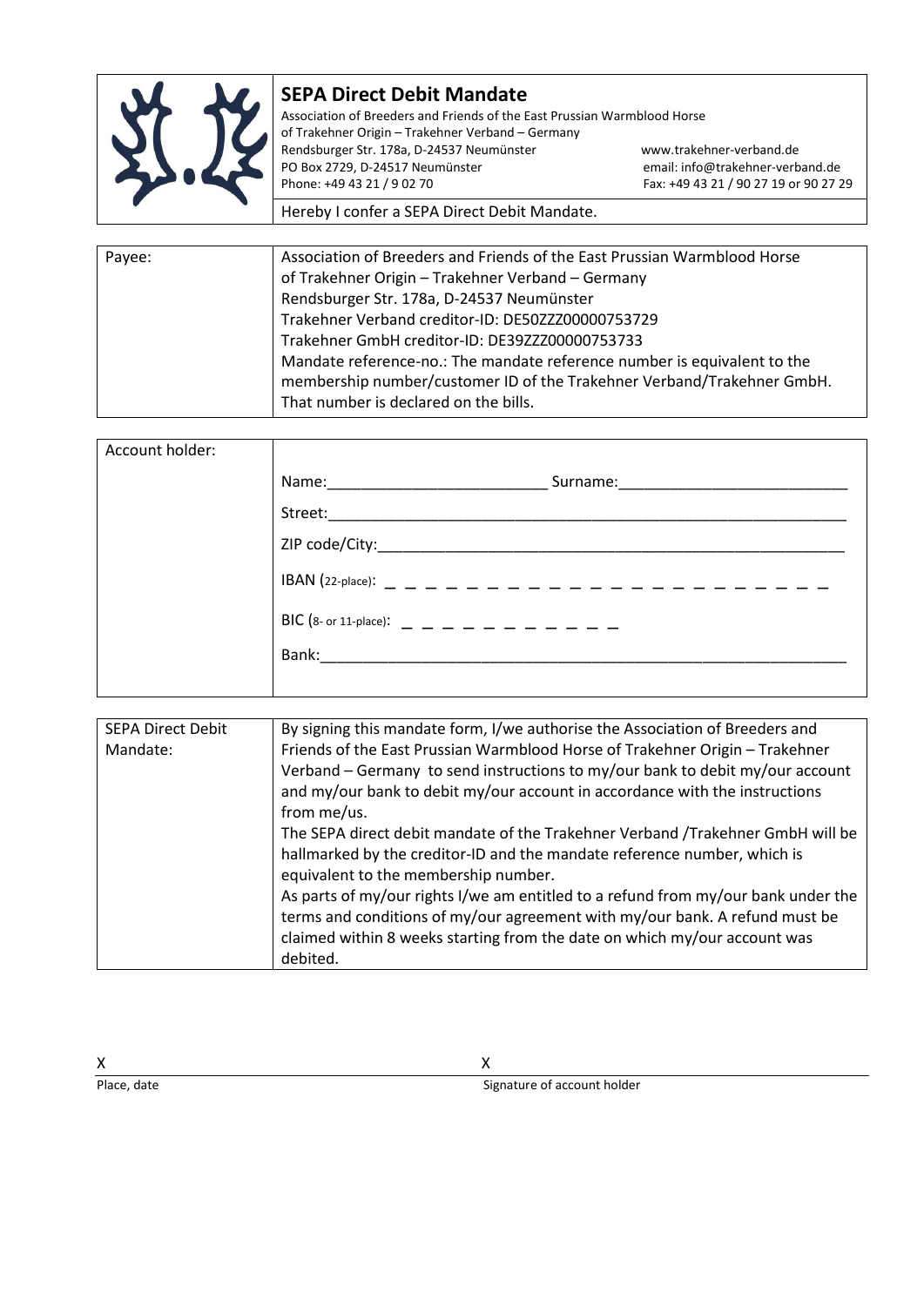## SEPA Direct Debit Mandate

Association of Breeders and Friends of the East Prussian Warmblood Horse
of Trakehner Origin – Trakehner Verband – Germany
Rendsburger Str. 178a, D-24537 Neumünster
PO Box 2729, D-24517 Neumünster
Phone: +49 43 21 / 9 02 70

www.trakehner-verband.de
email: info@trakehner-verband.de
Fax: +49 43 21 / 90 27 19 or 90 27 29

Hereby I confer a SEPA Direct Debit Mandate.

| | |
|---|---|
| Payee: | Association of Breeders and Friends of the East Prussian Warmblood Horse of Trakehner Origin – Trakehner Verband – Germany<br>Rendsburger Str. 178a, D-24537 Neumünster<br>Trakehner Verband creditor-ID: DE50ZZZ00000753729<br>Trakehner GmbH creditor-ID: DE39ZZZ00000753733<br>Mandate reference-no.: The mandate reference number is equivalent to the membership number/customer ID of the Trakehner Verband/Trakehner GmbH. That number is declared on the bills. |

| | |
|---|---|
| Account holder: | Name:__________________________ Surname:___________________________<br>Street:______________________________________________________________<br>ZIP code/City:________________________________________________________<br>IBAN (22-place): _ _ _ _ _ _ _ _ _ _ _ _ _ _ _ _ _ _ _ _ _ _<br>BIC (8- or 11-place): _ _ _ _ _ _ _ _ _ _ _<br>Bank:_______________________________________________________________ |

| | |
|---|---|
| SEPA Direct Debit Mandate: | By signing this mandate form, I/we authorise the Association of Breeders and Friends of the East Prussian Warmblood Horse of Trakehner Origin – Trakehner Verband – Germany to send instructions to my/our bank to debit my/our account and my/our bank to debit my/our account in accordance with the instructions from me/us.<br>The SEPA direct debit mandate of the Trakehner Verband /Trakehner GmbH will be hallmarked by the creditor-ID and the mandate reference number, which is equivalent to the membership number.<br>As parts of my/our rights I/we am entitled to a refund from my/our bank under the terms and conditions of my/our agreement with my/our bank. A refund must be claimed within 8 weeks starting from the date on which my/our account was debited. |

X ______________________________ X ______________________________

Place, date | Signature of account holder